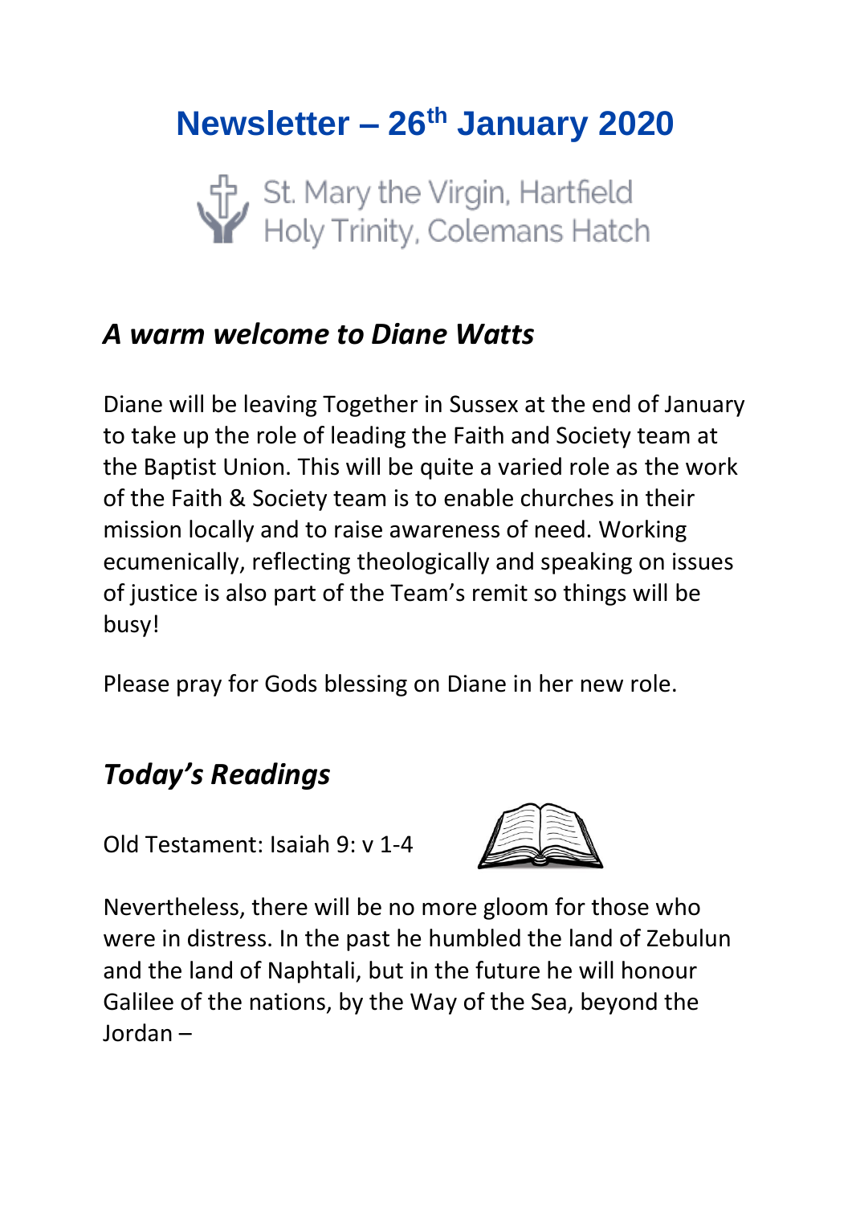# Newsletter – 26th January 2020

St. Mary the Virgin, Hartfield
Holy Trinity, Colemans Hatch

## *A warm welcome to Diane Watts*

Diane will be leaving Together in Sussex at the end of January to take up the role of leading the Faith and Society team at the Baptist Union. This will be quite a varied role as the work of the Faith & Society team is to enable churches in their mission locally and to raise awareness of need. Working ecumenically, reflecting theologically and speaking on issues of justice is also part of the Team's remit so things will be busy!

Please pray for Gods blessing on Diane in her new role.

## *Today's Readings*

Old Testament: Isaiah 9: v 1-4

Nevertheless, there will be no more gloom for those who were in distress. In the past he humbled the land of Zebulun and the land of Naphtali, but in the future he will honour Galilee of the nations, by the Way of the Sea, beyond the Jordan –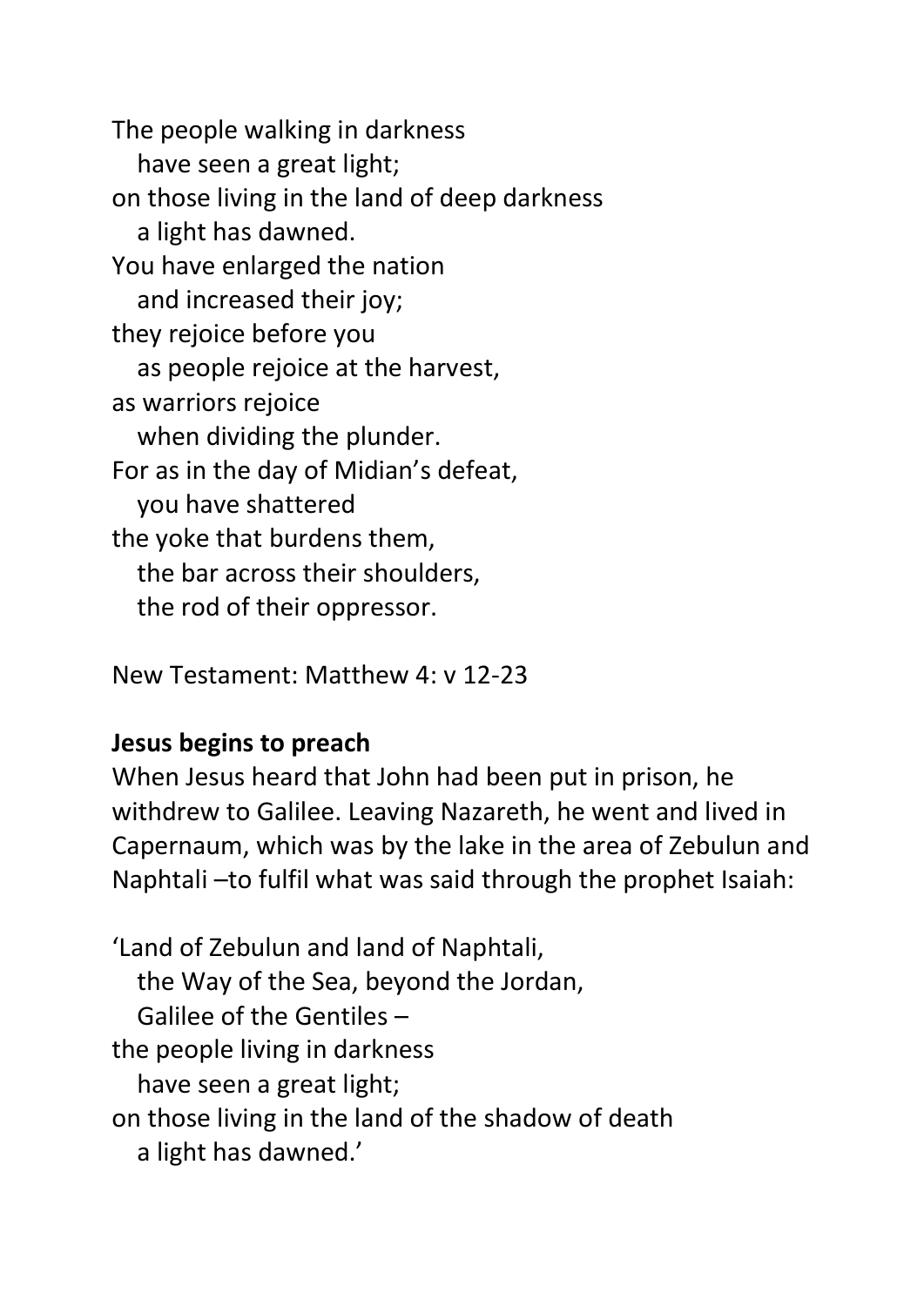The people walking in darkness
   have seen a great light;
on those living in the land of deep darkness
   a light has dawned.
You have enlarged the nation
   and increased their joy;
they rejoice before you
   as people rejoice at the harvest,
as warriors rejoice
   when dividing the plunder.
For as in the day of Midian's defeat,
   you have shattered
the yoke that burdens them,
   the bar across their shoulders,
   the rod of their oppressor.

New Testament: Matthew 4: v 12-23

**Jesus begins to preach**

When Jesus heard that John had been put in prison, he withdrew to Galilee. Leaving Nazareth, he went and lived in Capernaum, which was by the lake in the area of Zebulun and Naphtali –to fulfil what was said through the prophet Isaiah:

'Land of Zebulun and land of Naphtali,
   the Way of the Sea, beyond the Jordan,
   Galilee of the Gentiles –
the people living in darkness
   have seen a great light;
on those living in the land of the shadow of death
   a light has dawned.'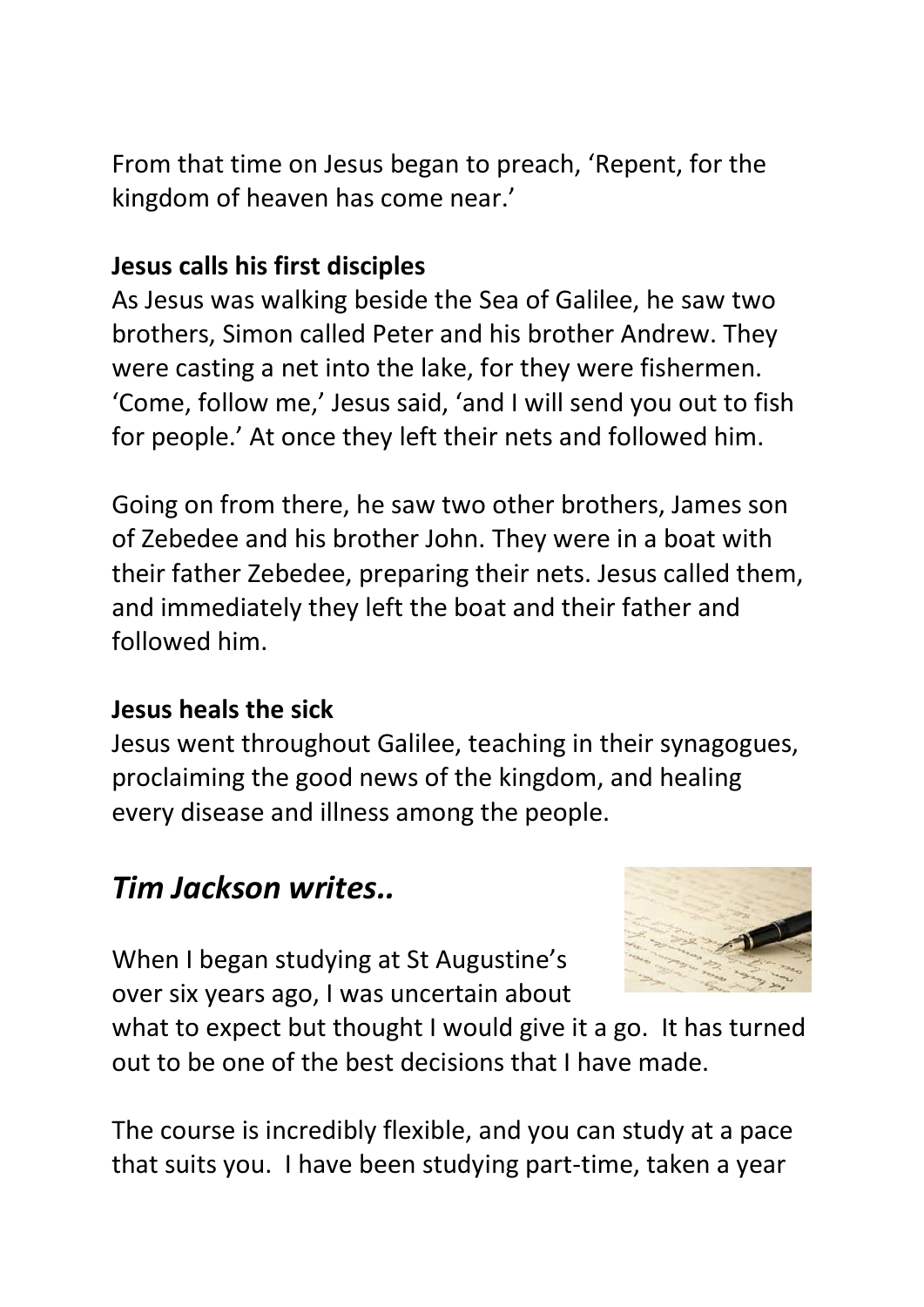From that time on Jesus began to preach, 'Repent, for the kingdom of heaven has come near.'

**Jesus calls his first disciples**

As Jesus was walking beside the Sea of Galilee, he saw two brothers, Simon called Peter and his brother Andrew. They were casting a net into the lake, for they were fishermen. 'Come, follow me,' Jesus said, 'and I will send you out to fish for people.' At once they left their nets and followed him.

Going on from there, he saw two other brothers, James son of Zebedee and his brother John. They were in a boat with their father Zebedee, preparing their nets. Jesus called them, and immediately they left the boat and their father and followed him.

**Jesus heals the sick**

Jesus went throughout Galilee, teaching in their synagogues, proclaiming the good news of the kingdom, and healing every disease and illness among the people.

## *Tim Jackson writes..*

When I began studying at St Augustine's over six years ago, I was uncertain about what to expect but thought I would give it a go. It has turned out to be one of the best decisions that I have made.

The course is incredibly flexible, and you can study at a pace that suits you. I have been studying part-time, taken a year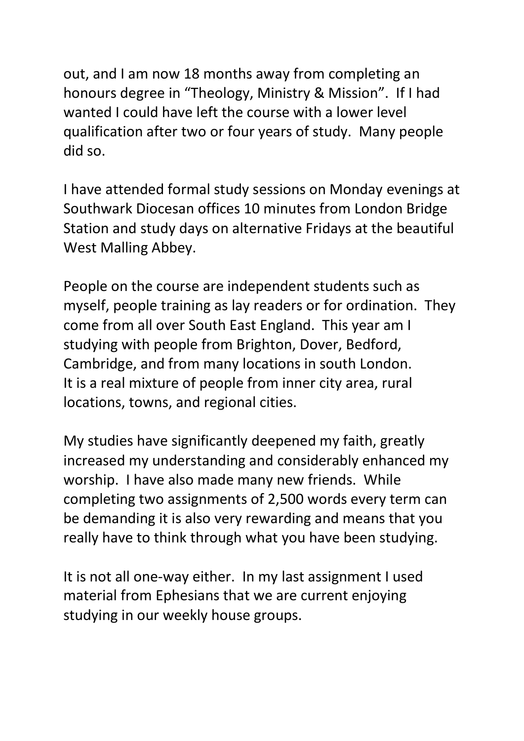out, and I am now 18 months away from completing an honours degree in "Theology, Ministry & Mission". If I had wanted I could have left the course with a lower level qualification after two or four years of study. Many people did so.

I have attended formal study sessions on Monday evenings at Southwark Diocesan offices 10 minutes from London Bridge Station and study days on alternative Fridays at the beautiful West Malling Abbey.

People on the course are independent students such as myself, people training as lay readers or for ordination. They come from all over South East England. This year am I studying with people from Brighton, Dover, Bedford, Cambridge, and from many locations in south London. It is a real mixture of people from inner city area, rural locations, towns, and regional cities.

My studies have significantly deepened my faith, greatly increased my understanding and considerably enhanced my worship. I have also made many new friends. While completing two assignments of 2,500 words every term can be demanding it is also very rewarding and means that you really have to think through what you have been studying.

It is not all one-way either. In my last assignment I used material from Ephesians that we are current enjoying studying in our weekly house groups.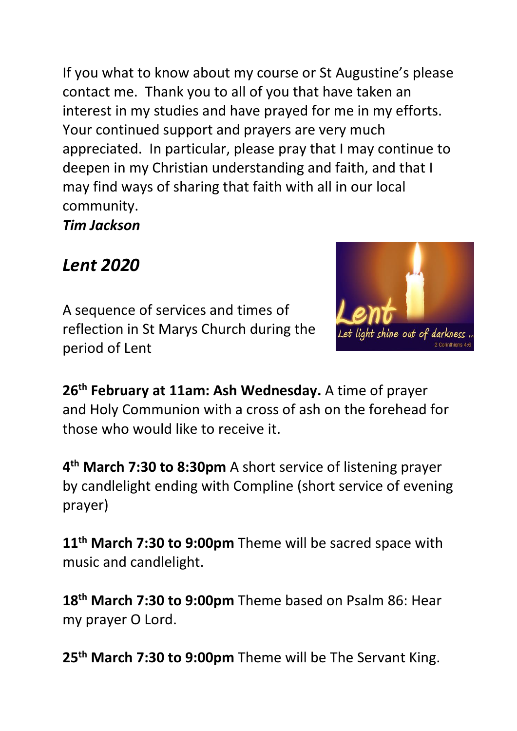If you what to know about my course or St Augustine's please contact me. Thank you to all of you that have taken an interest in my studies and have prayed for me in my efforts. Your continued support and prayers are very much appreciated. In particular, please pray that I may continue to deepen in my Christian understanding and faith, and that I may find ways of sharing that faith with all in our local community.

***Tim Jackson***

## *Lent 2020*

A sequence of services and times of reflection in St Marys Church during the period of Lent

**26th February at 11am: Ash Wednesday.** A time of prayer and Holy Communion with a cross of ash on the forehead for those who would like to receive it.

**4th March 7:30 to 8:30pm** A short service of listening prayer by candlelight ending with Compline (short service of evening prayer)

**11th March 7:30 to 9:00pm** Theme will be sacred space with music and candlelight.

**18th March 7:30 to 9:00pm** Theme based on Psalm 86: Hear my prayer O Lord.

**25th March 7:30 to 9:00pm** Theme will be The Servant King.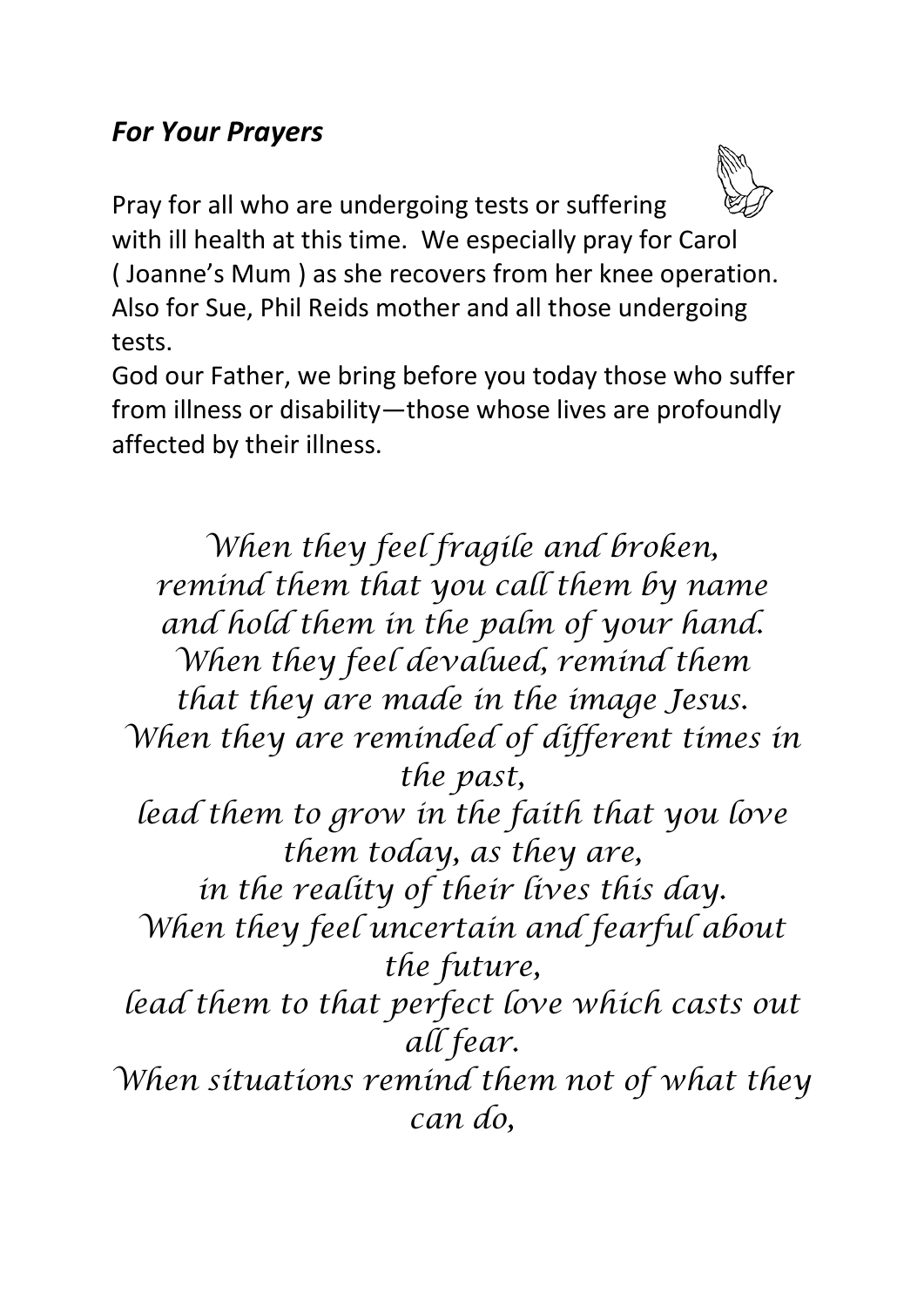***For Your Prayers***

Pray for all who are undergoing tests or suffering with ill health at this time. We especially pray for Carol ( Joanne's Mum ) as she recovers from her knee operation. Also for Sue, Phil Reids mother and all those undergoing tests.

God our Father, we bring before you today those who suffer from illness or disability—those whose lives are profoundly affected by their illness.

*When they feel fragile and broken,*
*remind them that you call them by name*
*and hold them in the palm of your hand.*
*When they feel devalued, remind them*
*that they are made in the image Jesus.*
*When they are reminded of different times in the past,*
*lead them to grow in the faith that you love them today, as they are,*
*in the reality of their lives this day.*
*When they feel uncertain and fearful about the future,*
*lead them to that perfect love which casts out all fear.*
*When situations remind them not of what they can do,*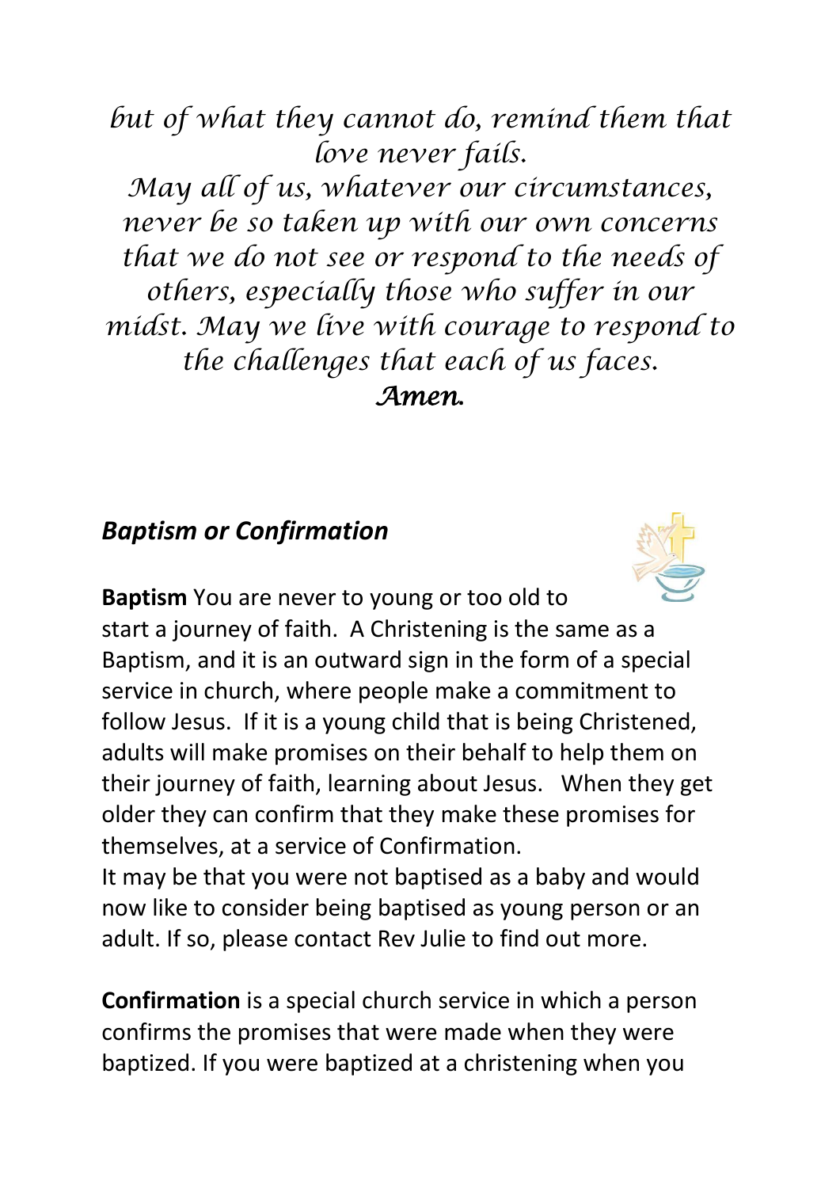*but of what they cannot do, remind them that love never fails.*
*May all of us, whatever our circumstances, never be so taken up with our own concerns that we do not see or respond to the needs of others, especially those who suffer in our midst. May we live with courage to respond to the challenges that each of us faces.*
***Amen.***

## *Baptism or Confirmation*

**Baptism** You are never to young or too old to start a journey of faith. A Christening is the same as a Baptism, and it is an outward sign in the form of a special service in church, where people make a commitment to follow Jesus. If it is a young child that is being Christened, adults will make promises on their behalf to help them on their journey of faith, learning about Jesus. When they get older they can confirm that they make these promises for themselves, at a service of Confirmation.
It may be that you were not baptised as a baby and would now like to consider being baptised as young person or an adult. If so, please contact Rev Julie to find out more.

**Confirmation** is a special church service in which a person confirms the promises that were made when they were baptized. If you were baptized at a christening when you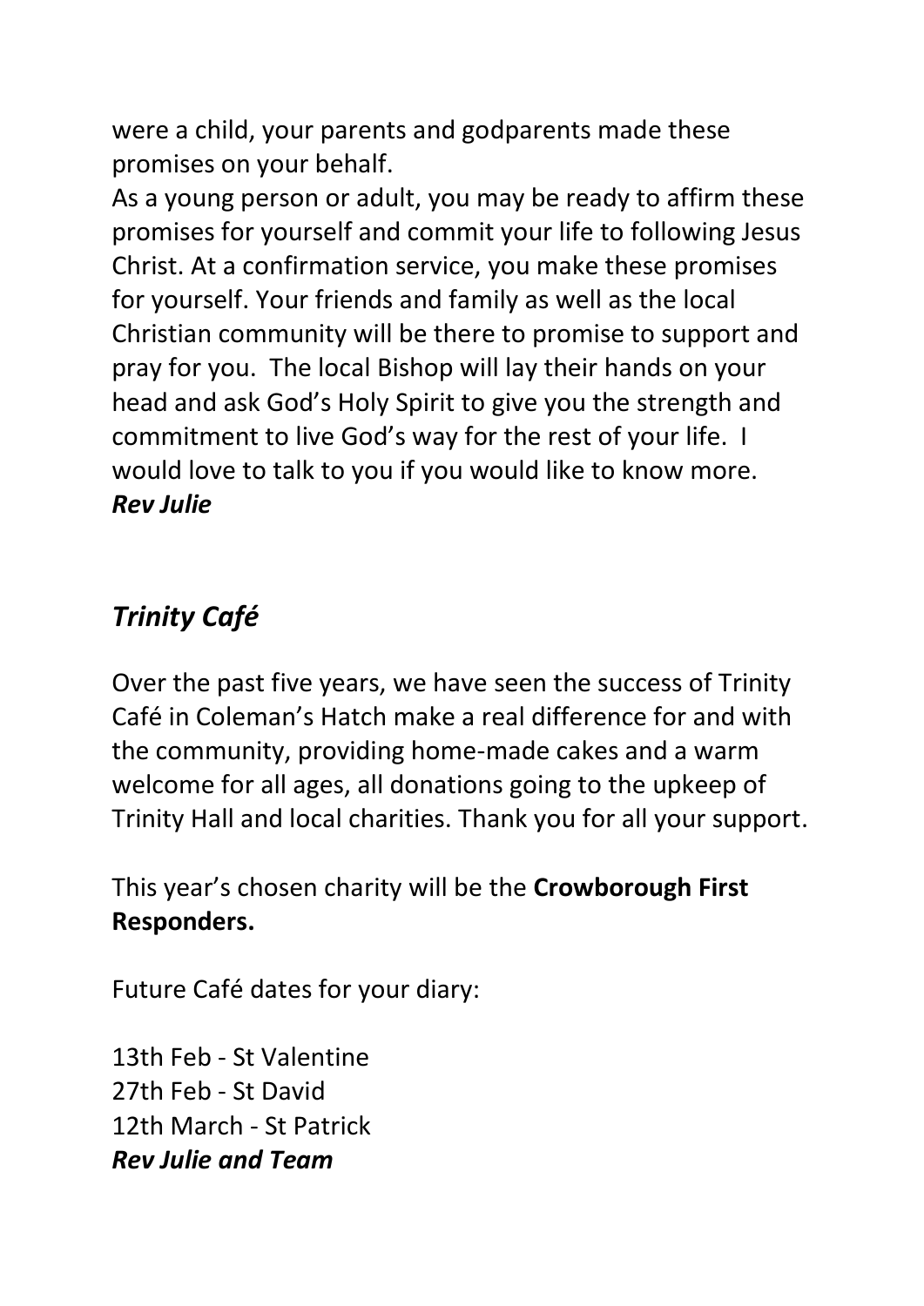were a child, your parents and godparents made these promises on your behalf.

As a young person or adult, you may be ready to affirm these promises for yourself and commit your life to following Jesus Christ. At a confirmation service, you make these promises for yourself. Your friends and family as well as the local Christian community will be there to promise to support and pray for you. The local Bishop will lay their hands on your head and ask God's Holy Spirit to give you the strength and commitment to live God's way for the rest of your life. I would love to talk to you if you would like to know more.
***Rev Julie***

## *Trinity Café*

Over the past five years, we have seen the success of Trinity Café in Coleman's Hatch make a real difference for and with the community, providing home-made cakes and a warm welcome for all ages, all donations going to the upkeep of Trinity Hall and local charities. Thank you for all your support.

This year's chosen charity will be the **Crowborough First Responders.**

Future Café dates for your diary:

13th Feb - St Valentine
27th Feb - St David
12th March - St Patrick
***Rev Julie and Team***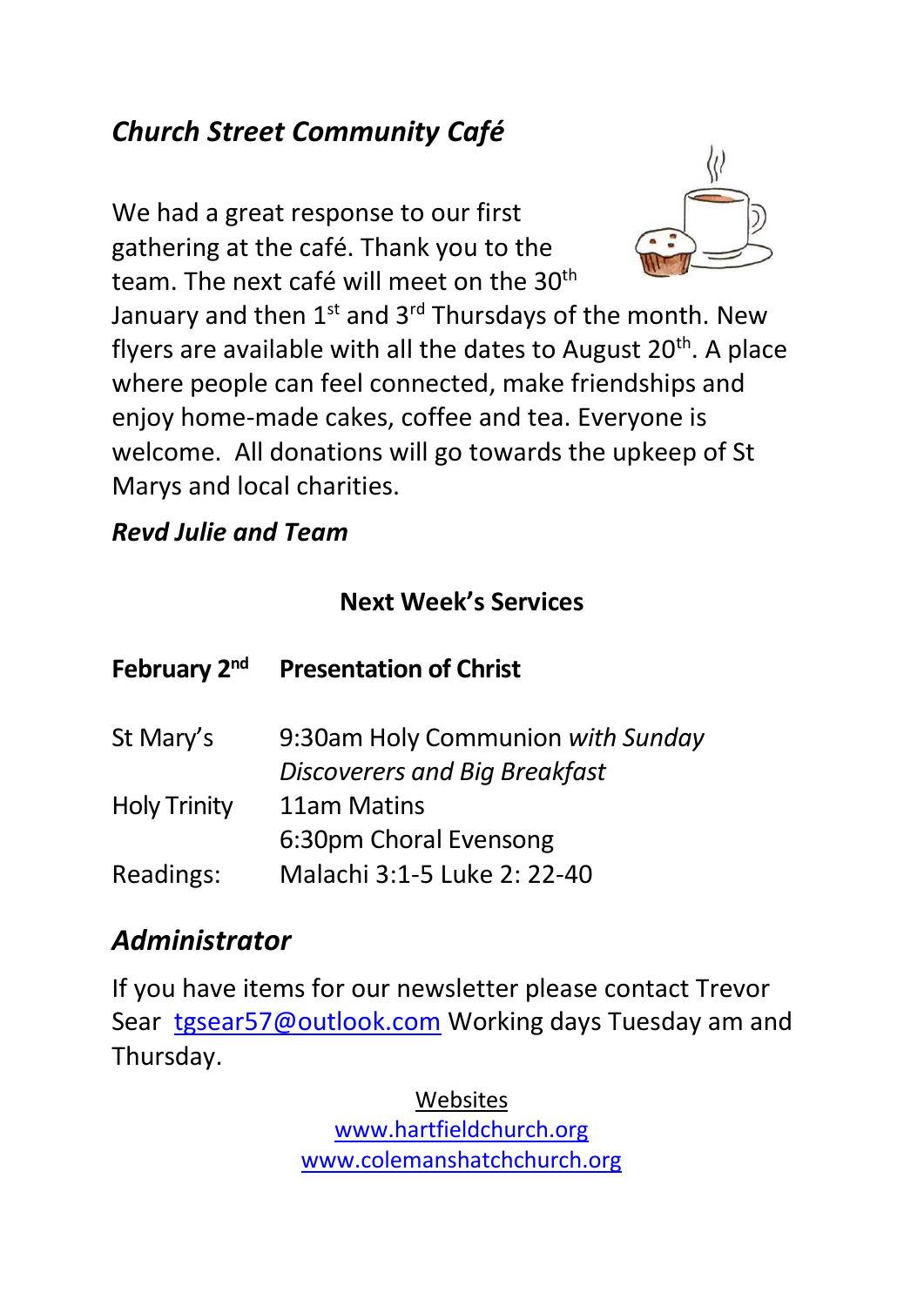## *Church Street Community Café*

We had a great response to our first gathering at the café. Thank you to the team. The next café will meet on the 30th January and then 1st and 3rd Thursdays of the month. New flyers are available with all the dates to August 20th. A place where people can feel connected, make friendships and enjoy home-made cakes, coffee and tea. Everyone is welcome. All donations will go towards the upkeep of St Marys and local charities.

***Revd Julie and Team***

### Next Week's Services

| **February 2nd** | **Presentation of Christ** |
|---|---|
| St Mary's | 9:30am Holy Communion *with Sunday Discoverers and Big Breakfast* |
| Holy Trinity | 11am Matins |
| | 6:30pm Choral Evensong |
| Readings: | Malachi 3:1-5 Luke 2: 22-40 |

## *Administrator*

If you have items for our newsletter please contact Trevor Sear tgsear57@outlook.com Working days Tuesday am and Thursday.

Websites
www.hartfieldchurch.org
www.colemanshatchchurch.org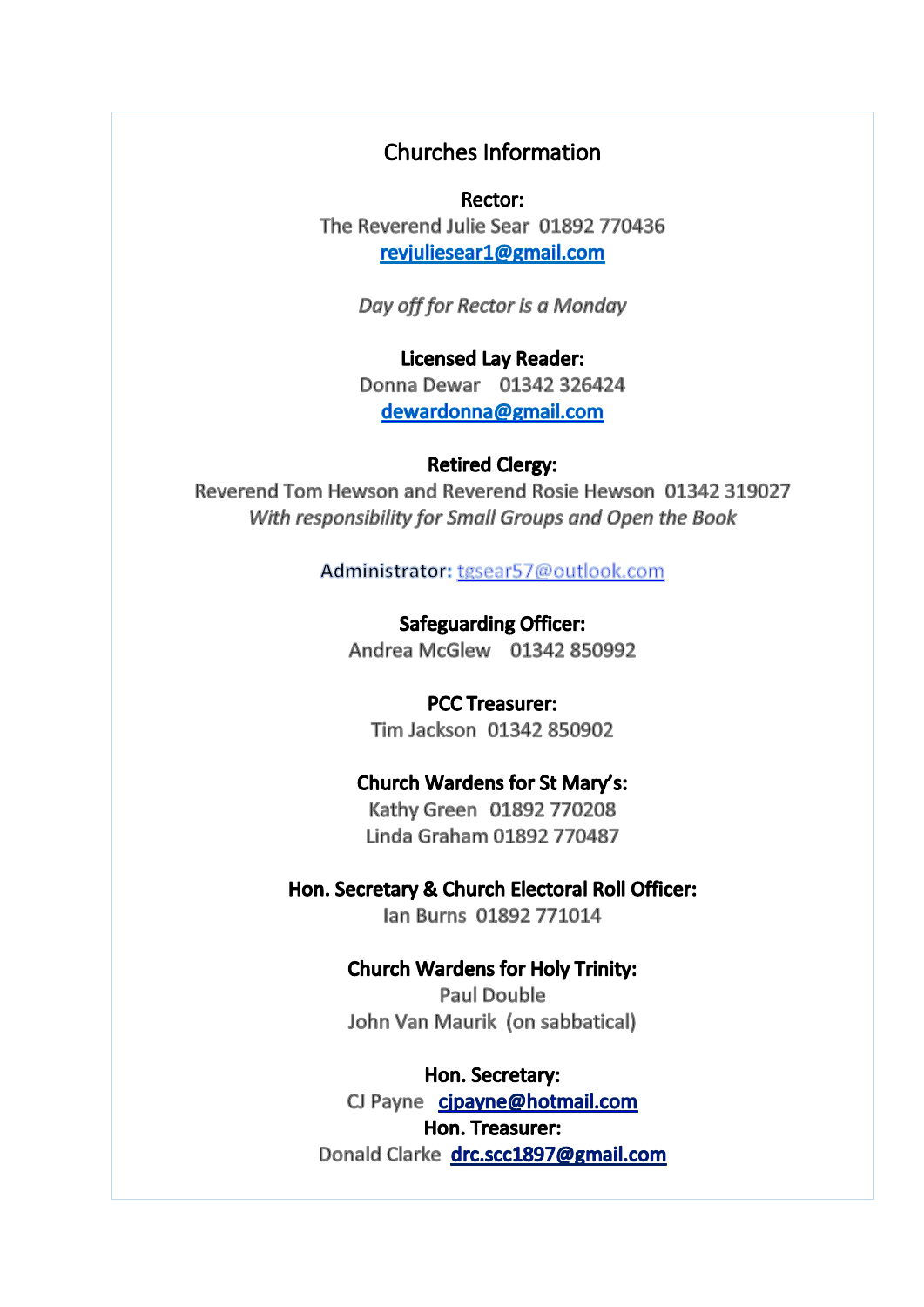## Churches Information

**Rector:**
The Reverend Julie Sear 01892 770436
revjuliesear1@gmail.com

*Day off for Rector is a Monday*

**Licensed Lay Reader:**
Donna Dewar 01342 326424
dewardonna@gmail.com

**Retired Clergy:**
Reverend Tom Hewson and Reverend Rosie Hewson 01342 319027
*With responsibility for Small Groups and Open the Book*

Administrator: tgsear57@outlook.com

**Safeguarding Officer:**
Andrea McGlew 01342 850992

**PCC Treasurer:**
Tim Jackson 01342 850902

**Church Wardens for St Mary's:**
Kathy Green 01892 770208
Linda Graham 01892 770487

**Hon. Secretary & Church Electoral Roll Officer:**
Ian Burns 01892 771014

**Church Wardens for Holy Trinity:**
Paul Double
John Van Maurik (on sabbatical)

**Hon. Secretary:**
CJ Payne cjpayne@hotmail.com
**Hon. Treasurer:**
Donald Clarke drc.scc1897@gmail.com